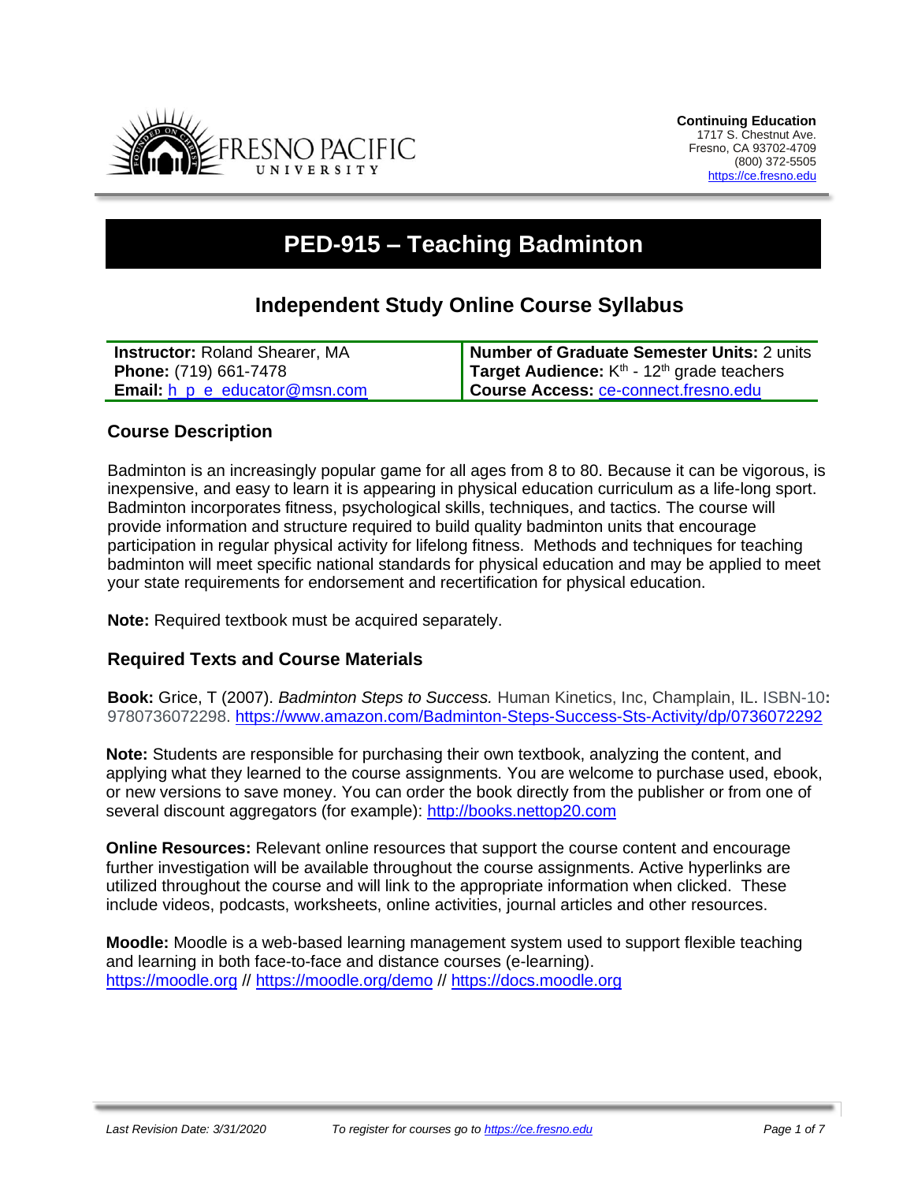Continuing Education
1717 S. Chestnut Ave.
Fresno, CA 93702-4709
(800) 372-5505
https://ce.fresno.edu

# PED-915 – Teaching Badminton

## Independent Study Online Course Syllabus

| | |
|---|---|
| **Instructor:** Roland Shearer, MA | **Number of Graduate Semester Units:** 2 units |
| **Phone:** (719) 661-7478 | **Target Audience:** K[th] - 12[th] grade teachers |
| **Email:** h_p_e_educator@msn.com | **Course Access:** ce-connect.fresno.edu |

### Course Description

Badminton is an increasingly popular game for all ages from 8 to 80. Because it can be vigorous, is inexpensive, and easy to learn it is appearing in physical education curriculum as a life-long sport. Badminton incorporates fitness, psychological skills, techniques, and tactics. The course will provide information and structure required to build quality badminton units that encourage participation in regular physical activity for lifelong fitness. Methods and techniques for teaching badminton will meet specific national standards for physical education and may be applied to meet your state requirements for endorsement and recertification for physical education.

**Note:** Required textbook must be acquired separately.

### Required Texts and Course Materials

**Book:** Grice, T (2007). *Badminton Steps to Success.* Human Kinetics, Inc, Champlain, IL. ISBN-10**:** 9780736072298. https://www.amazon.com/Badminton-Steps-Success-Sts-Activity/dp/0736072292

**Note:** Students are responsible for purchasing their own textbook, analyzing the content, and applying what they learned to the course assignments. You are welcome to purchase used, ebook, or new versions to save money. You can order the book directly from the publisher or from one of several discount aggregators (for example): http://books.nettop20.com

**Online Resources:** Relevant online resources that support the course content and encourage further investigation will be available throughout the course assignments. Active hyperlinks are utilized throughout the course and will link to the appropriate information when clicked. These include videos, podcasts, worksheets, online activities, journal articles and other resources.

**Moodle:** Moodle is a web-based learning management system used to support flexible teaching and learning in both face-to-face and distance courses (e-learning). https://moodle.org // https://moodle.org/demo // https://docs.moodle.org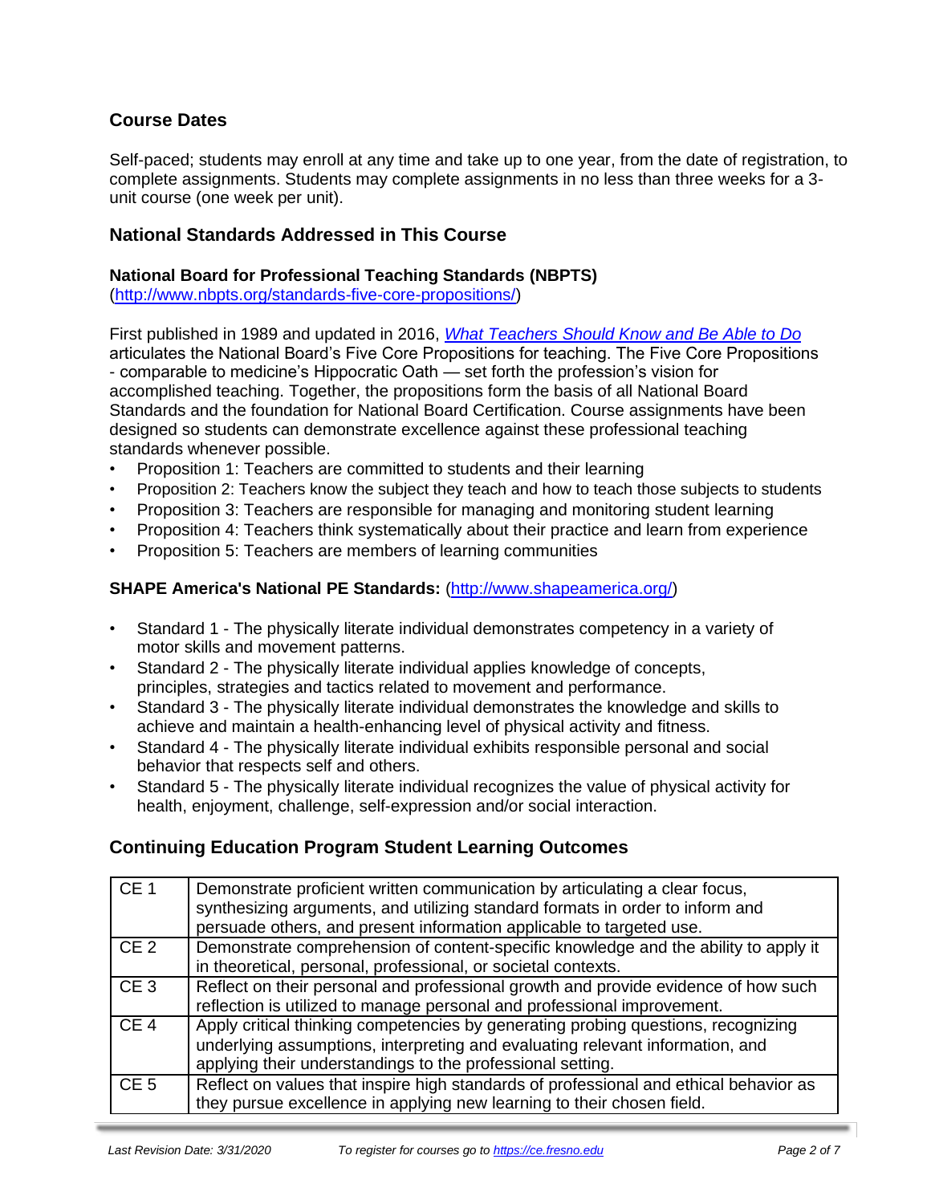## Course Dates

Self-paced; students may enroll at any time and take up to one year, from the date of registration, to complete assignments. Students may complete assignments in no less than three weeks for a 3-unit course (one week per unit).

## National Standards Addressed in This Course

### National Board for Professional Teaching Standards (NBPTS)

(http://www.nbpts.org/standards-five-core-propositions/)

First published in 1989 and updated in 2016, *What Teachers Should Know and Be Able to Do* articulates the National Board's Five Core Propositions for teaching. The Five Core Propositions - comparable to medicine's Hippocratic Oath — set forth the profession's vision for accomplished teaching. Together, the propositions form the basis of all National Board Standards and the foundation for National Board Certification. Course assignments have been designed so students can demonstrate excellence against these professional teaching standards whenever possible.

- Proposition 1: Teachers are committed to students and their learning
- Proposition 2: Teachers know the subject they teach and how to teach those subjects to students
- Proposition 3: Teachers are responsible for managing and monitoring student learning
- Proposition 4: Teachers think systematically about their practice and learn from experience
- Proposition 5: Teachers are members of learning communities

**SHAPE America's National PE Standards:** (http://www.shapeamerica.org/)

- Standard 1 - The physically literate individual demonstrates competency in a variety of motor skills and movement patterns.
- Standard 2 - The physically literate individual applies knowledge of concepts, principles, strategies and tactics related to movement and performance.
- Standard 3 - The physically literate individual demonstrates the knowledge and skills to achieve and maintain a health-enhancing level of physical activity and fitness.
- Standard 4 - The physically literate individual exhibits responsible personal and social behavior that respects self and others.
- Standard 5 - The physically literate individual recognizes the value of physical activity for health, enjoyment, challenge, self-expression and/or social interaction.

## Continuing Education Program Student Learning Outcomes

| | |
|---|---|
| CE 1 | Demonstrate proficient written communication by articulating a clear focus, synthesizing arguments, and utilizing standard formats in order to inform and persuade others, and present information applicable to targeted use. |
| CE 2 | Demonstrate comprehension of content-specific knowledge and the ability to apply it in theoretical, personal, professional, or societal contexts. |
| CE 3 | Reflect on their personal and professional growth and provide evidence of how such reflection is utilized to manage personal and professional improvement. |
| CE 4 | Apply critical thinking competencies by generating probing questions, recognizing underlying assumptions, interpreting and evaluating relevant information, and applying their understandings to the professional setting. |
| CE 5 | Reflect on values that inspire high standards of professional and ethical behavior as they pursue excellence in applying new learning to their chosen field. |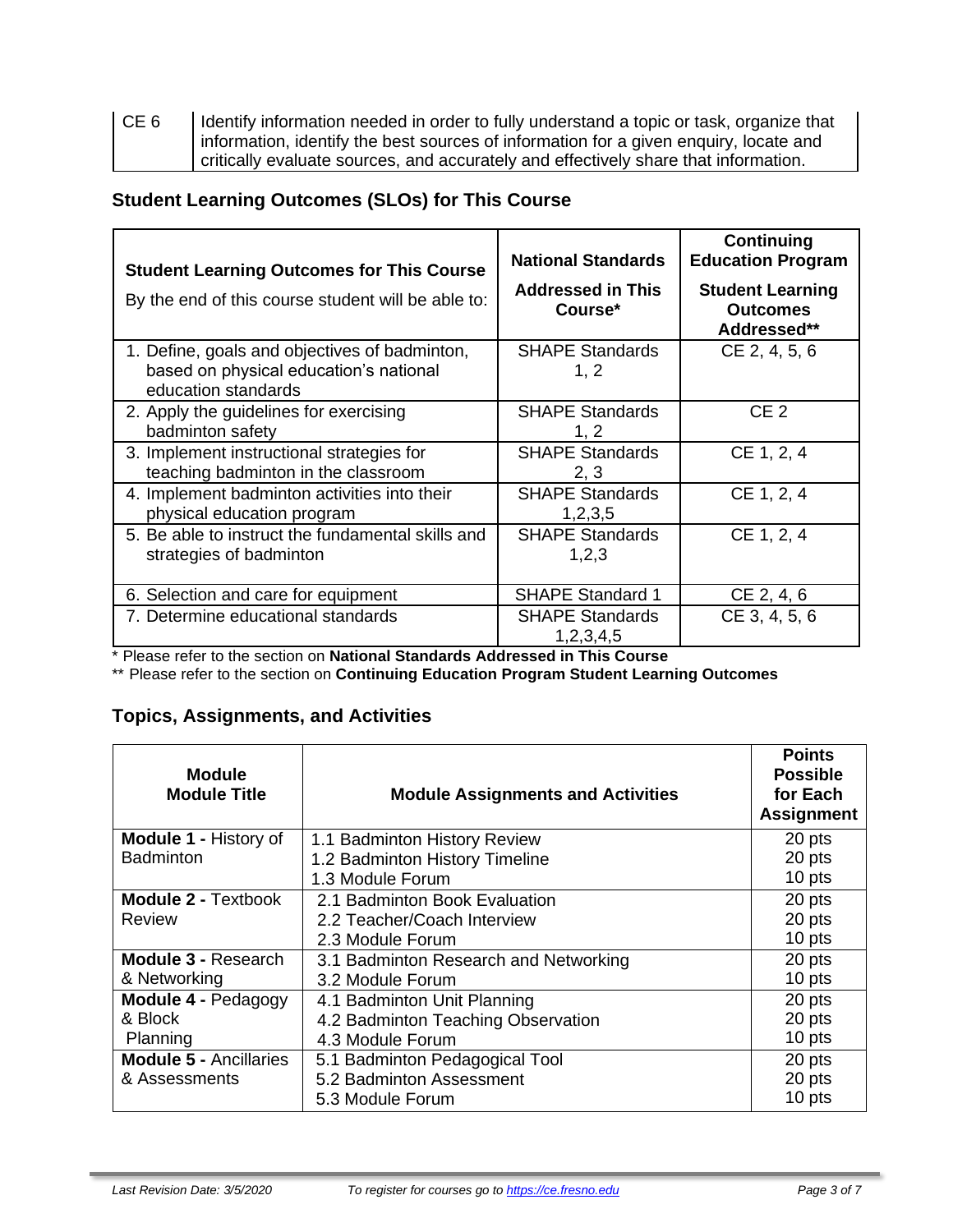| CE 6 | Identify information needed in order to fully understand a topic or task, organize that information, identify the best sources of information for a given enquiry, locate and critically evaluate sources, and accurately and effectively share that information. |
|---|---|

## Student Learning Outcomes (SLOs) for This Course

| **Student Learning Outcomes for This Course** By the end of this course student will be able to: | **National Standards Addressed in This Course*** | **Continuing Education Program Student Learning Outcomes Addressed**** |
|---|---|---|
| 1. Define, goals and objectives of badminton, based on physical education's national education standards | SHAPE Standards 1, 2 | CE 2, 4, 5, 6 |
| 2. Apply the guidelines for exercising badminton safety | SHAPE Standards 1, 2 | CE 2 |
| 3. Implement instructional strategies for teaching badminton in the classroom | SHAPE Standards 2, 3 | CE 1, 2, 4 |
| 4. Implement badminton activities into their physical education program | SHAPE Standards 1,2,3,5 | CE 1, 2, 4 |
| 5. Be able to instruct the fundamental skills and strategies of badminton | SHAPE Standards 1,2,3 | CE 1, 2, 4 |
| 6. Selection and care for equipment | SHAPE Standard 1 | CE 2, 4, 6 |
| 7. Determine educational standards | SHAPE Standards 1,2,3,4,5 | CE 3, 4, 5, 6 |

\* Please refer to the section on **National Standards Addressed in This Course**

\** Please refer to the section on **Continuing Education Program Student Learning Outcomes**

## Topics, Assignments, and Activities

| **Module Module Title** | **Module Assignments and Activities** | **Points Possible for Each Assignment** |
|---|---|---|
| **Module 1 -** History of Badminton | 1.1 Badminton History Review<br>1.2 Badminton History Timeline<br>1.3 Module Forum | 20 pts<br>20 pts<br>10 pts |
| **Module 2 -** Textbook Review | 2.1 Badminton Book Evaluation<br>2.2 Teacher/Coach Interview<br>2.3 Module Forum | 20 pts<br>20 pts<br>10 pts |
| **Module 3 -** Research & Networking | 3.1 Badminton Research and Networking<br>3.2 Module Forum | 20 pts<br>10 pts |
| **Module 4 -** Pedagogy & Block Planning | 4.1 Badminton Unit Planning<br>4.2 Badminton Teaching Observation<br>4.3 Module Forum | 20 pts<br>20 pts<br>10 pts |
| **Module 5 -** Ancillaries & Assessments | 5.1 Badminton Pedagogical Tool<br>5.2 Badminton Assessment<br>5.3 Module Forum | 20 pts<br>20 pts<br>10 pts |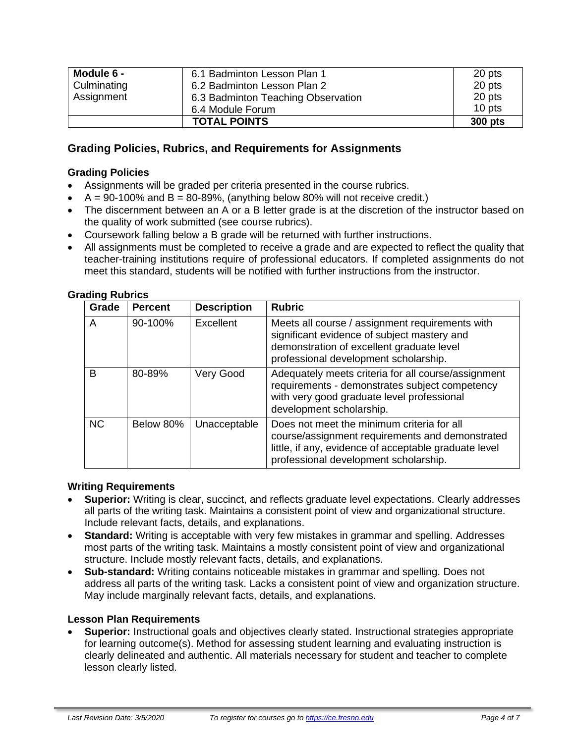| Module 6 - Culminating Assignment | 6.1 Badminton Lesson Plan 1<br>6.2 Badminton Lesson Plan 2<br>6.3 Badminton Teaching Observation<br>6.4 Module Forum | 20 pts<br>20 pts<br>20 pts<br>10 pts |
|---|---|---|
| | **TOTAL POINTS** | **300 pts** |

## Grading Policies, Rubrics, and Requirements for Assignments

### Grading Policies

- Assignments will be graded per criteria presented in the course rubrics.
- A = 90-100% and B = 80-89%, (anything below 80% will not receive credit.)
- The discernment between an A or a B letter grade is at the discretion of the instructor based on the quality of work submitted (see course rubrics).
- Coursework falling below a B grade will be returned with further instructions.
- All assignments must be completed to receive a grade and are expected to reflect the quality that teacher-training institutions require of professional educators. If completed assignments do not meet this standard, students will be notified with further instructions from the instructor.

### Grading Rubrics

| Grade | Percent | Description | Rubric |
|---|---|---|---|
| A | 90-100% | Excellent | Meets all course / assignment requirements with significant evidence of subject mastery and demonstration of excellent graduate level professional development scholarship. |
| B | 80-89% | Very Good | Adequately meets criteria for all course/assignment requirements - demonstrates subject competency with very good graduate level professional development scholarship. |
| NC | Below 80% | Unacceptable | Does not meet the minimum criteria for all course/assignment requirements and demonstrated little, if any, evidence of acceptable graduate level professional development scholarship. |

### Writing Requirements

- **Superior:** Writing is clear, succinct, and reflects graduate level expectations. Clearly addresses all parts of the writing task. Maintains a consistent point of view and organizational structure. Include relevant facts, details, and explanations.
- **Standard:** Writing is acceptable with very few mistakes in grammar and spelling. Addresses most parts of the writing task. Maintains a mostly consistent point of view and organizational structure. Include mostly relevant facts, details, and explanations.
- **Sub-standard:** Writing contains noticeable mistakes in grammar and spelling. Does not address all parts of the writing task. Lacks a consistent point of view and organization structure. May include marginally relevant facts, details, and explanations.

### Lesson Plan Requirements

- **Superior:** Instructional goals and objectives clearly stated. Instructional strategies appropriate for learning outcome(s). Method for assessing student learning and evaluating instruction is clearly delineated and authentic. All materials necessary for student and teacher to complete lesson clearly listed.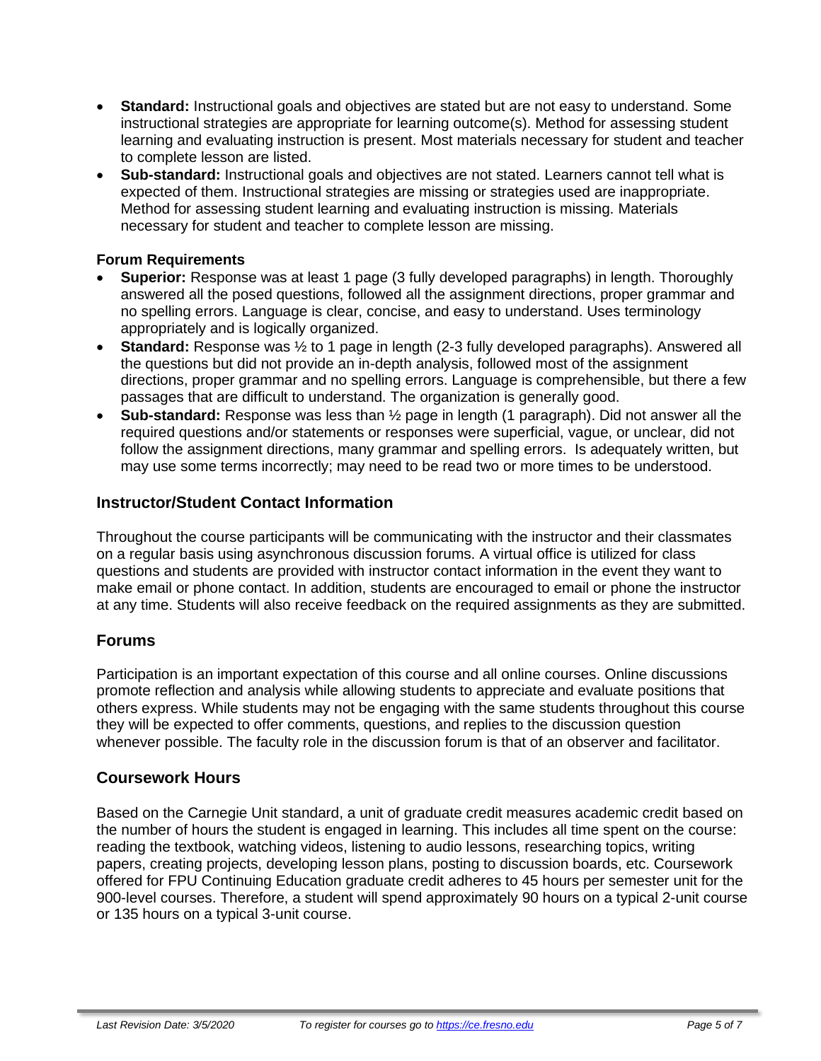- **Standard:** Instructional goals and objectives are stated but are not easy to understand. Some instructional strategies are appropriate for learning outcome(s). Method for assessing student learning and evaluating instruction is present. Most materials necessary for student and teacher to complete lesson are listed.
- **Sub-standard:** Instructional goals and objectives are not stated. Learners cannot tell what is expected of them. Instructional strategies are missing or strategies used are inappropriate. Method for assessing student learning and evaluating instruction is missing. Materials necessary for student and teacher to complete lesson are missing.

### Forum Requirements

- **Superior:** Response was at least 1 page (3 fully developed paragraphs) in length. Thoroughly answered all the posed questions, followed all the assignment directions, proper grammar and no spelling errors. Language is clear, concise, and easy to understand. Uses terminology appropriately and is logically organized.
- **Standard:** Response was ½ to 1 page in length (2-3 fully developed paragraphs). Answered all the questions but did not provide an in-depth analysis, followed most of the assignment directions, proper grammar and no spelling errors. Language is comprehensible, but there a few passages that are difficult to understand. The organization is generally good.
- **Sub-standard:** Response was less than ½ page in length (1 paragraph). Did not answer all the required questions and/or statements or responses were superficial, vague, or unclear, did not follow the assignment directions, many grammar and spelling errors. Is adequately written, but may use some terms incorrectly; may need to be read two or more times to be understood.

## Instructor/Student Contact Information

Throughout the course participants will be communicating with the instructor and their classmates on a regular basis using asynchronous discussion forums. A virtual office is utilized for class questions and students are provided with instructor contact information in the event they want to make email or phone contact. In addition, students are encouraged to email or phone the instructor at any time. Students will also receive feedback on the required assignments as they are submitted.

## Forums

Participation is an important expectation of this course and all online courses. Online discussions promote reflection and analysis while allowing students to appreciate and evaluate positions that others express. While students may not be engaging with the same students throughout this course they will be expected to offer comments, questions, and replies to the discussion question whenever possible. The faculty role in the discussion forum is that of an observer and facilitator.

## Coursework Hours

Based on the Carnegie Unit standard, a unit of graduate credit measures academic credit based on the number of hours the student is engaged in learning. This includes all time spent on the course: reading the textbook, watching videos, listening to audio lessons, researching topics, writing papers, creating projects, developing lesson plans, posting to discussion boards, etc. Coursework offered for FPU Continuing Education graduate credit adheres to 45 hours per semester unit for the 900-level courses. Therefore, a student will spend approximately 90 hours on a typical 2-unit course or 135 hours on a typical 3-unit course.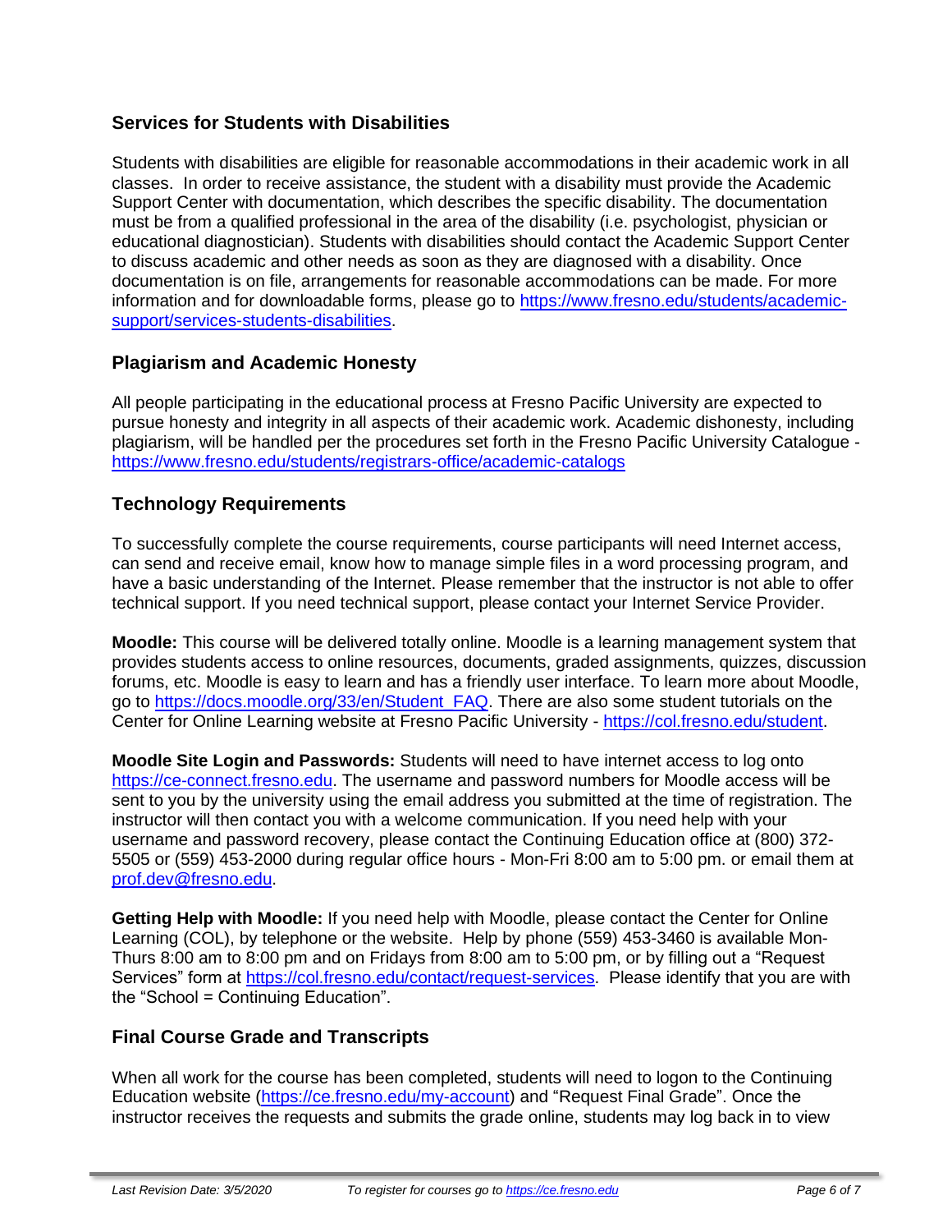## Services for Students with Disabilities

Students with disabilities are eligible for reasonable accommodations in their academic work in all classes. In order to receive assistance, the student with a disability must provide the Academic Support Center with documentation, which describes the specific disability. The documentation must be from a qualified professional in the area of the disability (i.e. psychologist, physician or educational diagnostician). Students with disabilities should contact the Academic Support Center to discuss academic and other needs as soon as they are diagnosed with a disability. Once documentation is on file, arrangements for reasonable accommodations can be made. For more information and for downloadable forms, please go to https://www.fresno.edu/students/academic-support/services-students-disabilities.

## Plagiarism and Academic Honesty

All people participating in the educational process at Fresno Pacific University are expected to pursue honesty and integrity in all aspects of their academic work. Academic dishonesty, including plagiarism, will be handled per the procedures set forth in the Fresno Pacific University Catalogue - https://www.fresno.edu/students/registrars-office/academic-catalogs

## Technology Requirements

To successfully complete the course requirements, course participants will need Internet access, can send and receive email, know how to manage simple files in a word processing program, and have a basic understanding of the Internet. Please remember that the instructor is not able to offer technical support. If you need technical support, please contact your Internet Service Provider.

**Moodle:** This course will be delivered totally online. Moodle is a learning management system that provides students access to online resources, documents, graded assignments, quizzes, discussion forums, etc. Moodle is easy to learn and has a friendly user interface. To learn more about Moodle, go to https://docs.moodle.org/33/en/Student_FAQ. There are also some student tutorials on the Center for Online Learning website at Fresno Pacific University - https://col.fresno.edu/student.

**Moodle Site Login and Passwords:** Students will need to have internet access to log onto https://ce-connect.fresno.edu. The username and password numbers for Moodle access will be sent to you by the university using the email address you submitted at the time of registration. The instructor will then contact you with a welcome communication. If you need help with your username and password recovery, please contact the Continuing Education office at (800) 372-5505 or (559) 453-2000 during regular office hours - Mon-Fri 8:00 am to 5:00 pm. or email them at prof.dev@fresno.edu.

**Getting Help with Moodle:** If you need help with Moodle, please contact the Center for Online Learning (COL), by telephone or the website. Help by phone (559) 453-3460 is available Mon-Thurs 8:00 am to 8:00 pm and on Fridays from 8:00 am to 5:00 pm, or by filling out a "Request Services" form at https://col.fresno.edu/contact/request-services. Please identify that you are with the "School = Continuing Education".

## Final Course Grade and Transcripts

When all work for the course has been completed, students will need to logon to the Continuing Education website (https://ce.fresno.edu/my-account) and "Request Final Grade". Once the instructor receives the requests and submits the grade online, students may log back in to view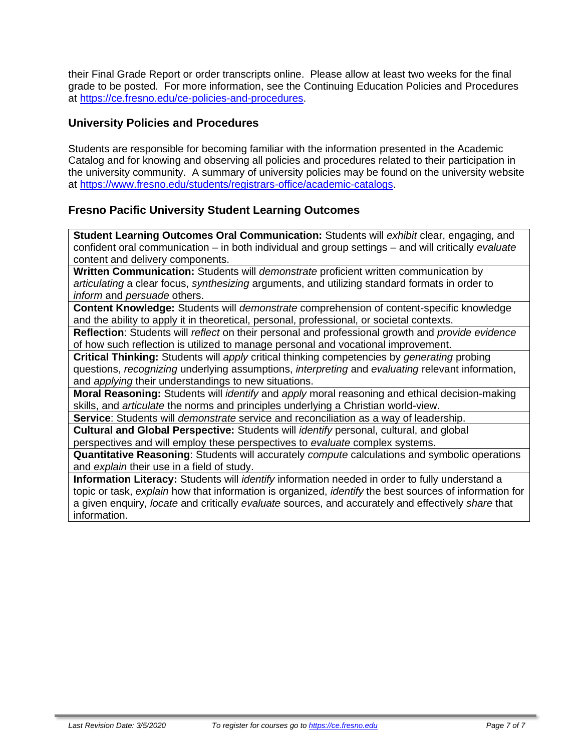their Final Grade Report or order transcripts online. Please allow at least two weeks for the final grade to be posted. For more information, see the Continuing Education Policies and Procedures at https://ce.fresno.edu/ce-policies-and-procedures.

## University Policies and Procedures

Students are responsible for becoming familiar with the information presented in the Academic Catalog and for knowing and observing all policies and procedures related to their participation in the university community. A summary of university policies may be found on the university website at https://www.fresno.edu/students/registrars-office/academic-catalogs.

## Fresno Pacific University Student Learning Outcomes

| |
|---|
| **Student Learning Outcomes Oral Communication:** Students will *exhibit* clear, engaging, and confident oral communication – in both individual and group settings – and will critically *evaluate* content and delivery components. |
| **Written Communication:** Students will *demonstrate* proficient written communication by *articulating* a clear focus, *synthesizing* arguments, and utilizing standard formats in order to *inform* and *persuade* others. |
| **Content Knowledge:** Students will *demonstrate* comprehension of content-specific knowledge and the ability to apply it in theoretical, personal, professional, or societal contexts. |
| **Reflection**: Students will *reflect* on their personal and professional growth and *provide evidence* of how such reflection is utilized to manage personal and vocational improvement. |
| **Critical Thinking:** Students will *apply* critical thinking competencies by *generating* probing questions, *recognizing* underlying assumptions, *interpreting* and *evaluating* relevant information, and *applying* their understandings to new situations. |
| **Moral Reasoning:** Students will *identify* and *apply* moral reasoning and ethical decision-making skills, and *articulate* the norms and principles underlying a Christian world-view. |
| **Service**: Students will *demonstrate* service and reconciliation as a way of leadership. |
| **Cultural and Global Perspective:** Students will *identify* personal, cultural, and global perspectives and will employ these perspectives to *evaluate* complex systems. |
| **Quantitative Reasoning**: Students will accurately *compute* calculations and symbolic operations and *explain* their use in a field of study. |
| **Information Literacy:** Students will *identify* information needed in order to fully understand a topic or task, *explain* how that information is organized, *identify* the best sources of information for a given enquiry, *locate* and critically *evaluate* sources, and accurately and effectively *share* that information. |